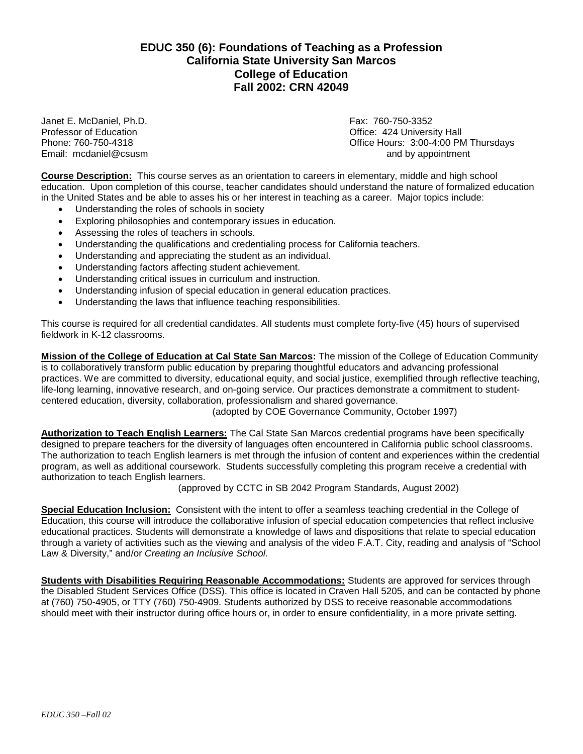# EDUC 350 (6): Foundations of Teaching as a Profession
## California State University San Marcos
## College of Education
## Fall 2002: CRN 42049

Janet E. McDaniel, Ph.D.
Professor of Education
Phone: 760-750-4318
Email: mcdaniel@csusm

Fax: 760-750-3352
Office: 424 University Hall
Office Hours: 3:00-4:00 PM Thursdays
and by appointment

**Course Description:** This course serves as an orientation to careers in elementary, middle and high school education. Upon completion of this course, teacher candidates should understand the nature of formalized education in the United States and be able to asses his or her interest in teaching as a career. Major topics include:

- Understanding the roles of schools in society
- Exploring philosophies and contemporary issues in education.
- Assessing the roles of teachers in schools.
- Understanding the qualifications and credentialing process for California teachers.
- Understanding and appreciating the student as an individual.
- Understanding factors affecting student achievement.
- Understanding critical issues in curriculum and instruction.
- Understanding infusion of special education in general education practices.
- Understanding the laws that influence teaching responsibilities.

This course is required for all credential candidates. All students must complete forty-five (45) hours of supervised fieldwork in K-12 classrooms.

**Mission of the College of Education at Cal State San Marcos:** The mission of the College of Education Community is to collaboratively transform public education by preparing thoughtful educators and advancing professional practices. We are committed to diversity, educational equity, and social justice, exemplified through reflective teaching, life-long learning, innovative research, and on-going service. Our practices demonstrate a commitment to student-centered education, diversity, collaboration, professionalism and shared governance.

(adopted by COE Governance Community, October 1997)

**Authorization to Teach English Learners:** The Cal State San Marcos credential programs have been specifically designed to prepare teachers for the diversity of languages often encountered in California public school classrooms. The authorization to teach English learners is met through the infusion of content and experiences within the credential program, as well as additional coursework. Students successfully completing this program receive a credential with authorization to teach English learners.

(approved by CCTC in SB 2042 Program Standards, August 2002)

**Special Education Inclusion:** Consistent with the intent to offer a seamless teaching credential in the College of Education, this course will introduce the collaborative infusion of special education competencies that reflect inclusive educational practices. Students will demonstrate a knowledge of laws and dispositions that relate to special education through a variety of activities such as the viewing and analysis of the video F.A.T. City, reading and analysis of "School Law & Diversity," and/or *Creating an Inclusive School*.

**Students with Disabilities Requiring Reasonable Accommodations:** Students are approved for services through the Disabled Student Services Office (DSS). This office is located in Craven Hall 5205, and can be contacted by phone at (760) 750-4905, or TTY (760) 750-4909. Students authorized by DSS to receive reasonable accommodations should meet with their instructor during office hours or, in order to ensure confidentiality, in a more private setting.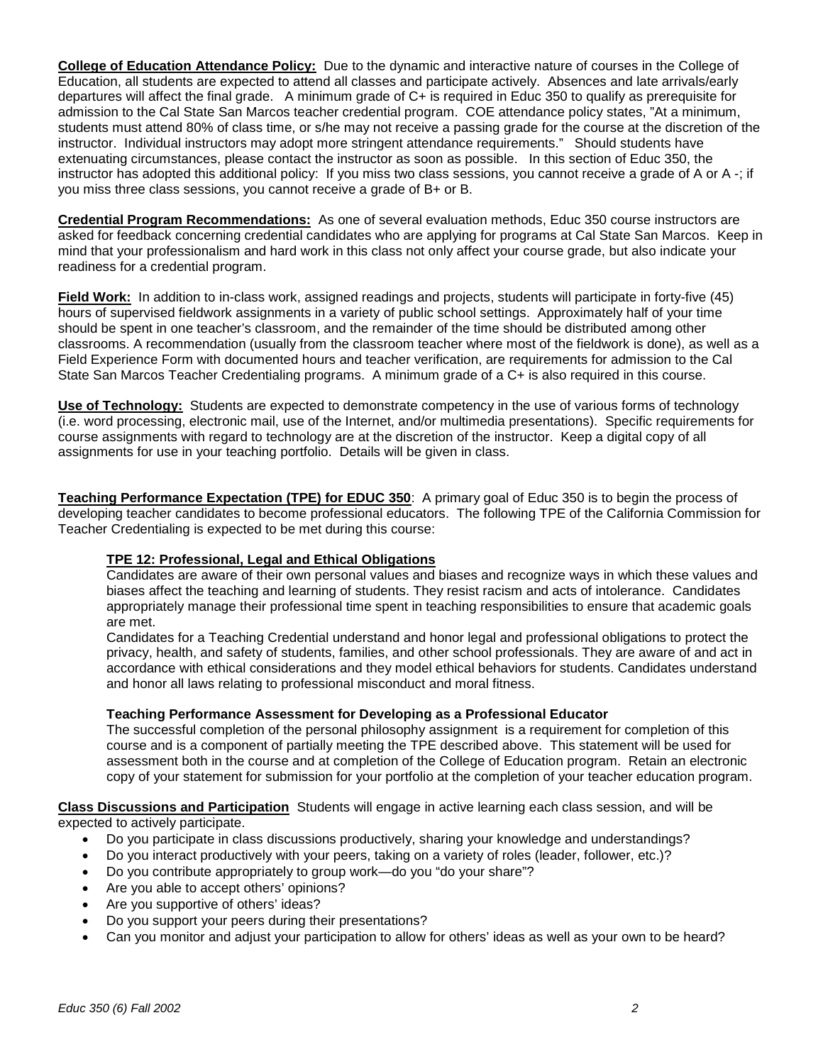**College of Education Attendance Policy:** Due to the dynamic and interactive nature of courses in the College of Education, all students are expected to attend all classes and participate actively. Absences and late arrivals/early departures will affect the final grade. A minimum grade of C+ is required in Educ 350 to qualify as prerequisite for admission to the Cal State San Marcos teacher credential program. COE attendance policy states, "At a minimum, students must attend 80% of class time, or s/he may not receive a passing grade for the course at the discretion of the instructor. Individual instructors may adopt more stringent attendance requirements." Should students have extenuating circumstances, please contact the instructor as soon as possible. In this section of Educ 350, the instructor has adopted this additional policy: If you miss two class sessions, you cannot receive a grade of A or A -; if you miss three class sessions, you cannot receive a grade of B+ or B.

**Credential Program Recommendations:** As one of several evaluation methods, Educ 350 course instructors are asked for feedback concerning credential candidates who are applying for programs at Cal State San Marcos. Keep in mind that your professionalism and hard work in this class not only affect your course grade, but also indicate your readiness for a credential program.

**Field Work:** In addition to in-class work, assigned readings and projects, students will participate in forty-five (45) hours of supervised fieldwork assignments in a variety of public school settings. Approximately half of your time should be spent in one teacher's classroom, and the remainder of the time should be distributed among other classrooms. A recommendation (usually from the classroom teacher where most of the fieldwork is done), as well as a Field Experience Form with documented hours and teacher verification, are requirements for admission to the Cal State San Marcos Teacher Credentialing programs. A minimum grade of a C+ is also required in this course.

**Use of Technology:** Students are expected to demonstrate competency in the use of various forms of technology (i.e. word processing, electronic mail, use of the Internet, and/or multimedia presentations). Specific requirements for course assignments with regard to technology are at the discretion of the instructor. Keep a digital copy of all assignments for use in your teaching portfolio. Details will be given in class.

**Teaching Performance Expectation (TPE) for EDUC 350**: A primary goal of Educ 350 is to begin the process of developing teacher candidates to become professional educators. The following TPE of the California Commission for Teacher Credentialing is expected to be met during this course:

**TPE 12: Professional, Legal and Ethical Obligations**

Candidates are aware of their own personal values and biases and recognize ways in which these values and biases affect the teaching and learning of students. They resist racism and acts of intolerance. Candidates appropriately manage their professional time spent in teaching responsibilities to ensure that academic goals are met.

Candidates for a Teaching Credential understand and honor legal and professional obligations to protect the privacy, health, and safety of students, families, and other school professionals. They are aware of and act in accordance with ethical considerations and they model ethical behaviors for students. Candidates understand and honor all laws relating to professional misconduct and moral fitness.

**Teaching Performance Assessment for Developing as a Professional Educator**

The successful completion of the personal philosophy assignment is a requirement for completion of this course and is a component of partially meeting the TPE described above. This statement will be used for assessment both in the course and at completion of the College of Education program. Retain an electronic copy of your statement for submission for your portfolio at the completion of your teacher education program.

**Class Discussions and Participation** Students will engage in active learning each class session, and will be expected to actively participate.

- Do you participate in class discussions productively, sharing your knowledge and understandings?
- Do you interact productively with your peers, taking on a variety of roles (leader, follower, etc.)?
- Do you contribute appropriately to group work—do you "do your share"?
- Are you able to accept others' opinions?
- Are you supportive of others' ideas?
- Do you support your peers during their presentations?
- Can you monitor and adjust your participation to allow for others' ideas as well as your own to be heard?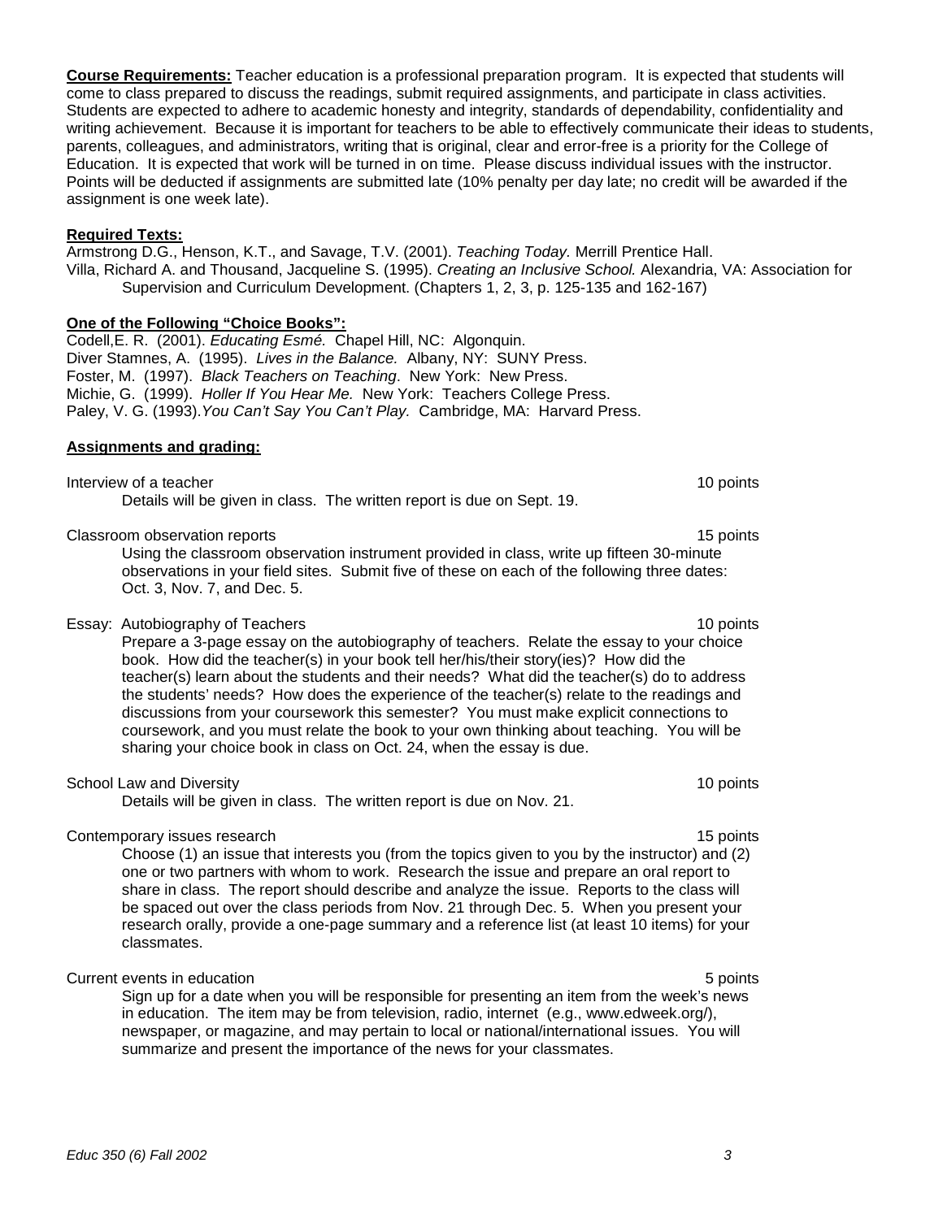**Course Requirements:** Teacher education is a professional preparation program. It is expected that students will come to class prepared to discuss the readings, submit required assignments, and participate in class activities. Students are expected to adhere to academic honesty and integrity, standards of dependability, confidentiality and writing achievement. Because it is important for teachers to be able to effectively communicate their ideas to students, parents, colleagues, and administrators, writing that is original, clear and error-free is a priority for the College of Education. It is expected that work will be turned in on time. Please discuss individual issues with the instructor. Points will be deducted if assignments are submitted late (10% penalty per day late; no credit will be awarded if the assignment is one week late).

**Required Texts:**

Armstrong D.G., Henson, K.T., and Savage, T.V. (2001). *Teaching Today.* Merrill Prentice Hall.

Villa, Richard A. and Thousand, Jacqueline S. (1995). *Creating an Inclusive School.* Alexandria, VA: Association for Supervision and Curriculum Development. (Chapters 1, 2, 3, p. 125-135 and 162-167)

**One of the Following "Choice Books":**

Codell,E. R. (2001). *Educating Esmé.* Chapel Hill, NC: Algonquin.
Diver Stamnes, A. (1995). *Lives in the Balance.* Albany, NY: SUNY Press.
Foster, M. (1997). *Black Teachers on Teaching*. New York: New Press.
Michie, G. (1999). *Holler If You Hear Me.* New York: Teachers College Press.
Paley, V. G. (1993).*You Can't Say You Can't Play.* Cambridge, MA: Harvard Press.

**Assignments and grading:**

Interview of a teacher — 10 points

Details will be given in class. The written report is due on Sept. 19.

Classroom observation reports — 15 points

Using the classroom observation instrument provided in class, write up fifteen 30-minute observations in your field sites. Submit five of these on each of the following three dates: Oct. 3, Nov. 7, and Dec. 5.

Essay: Autobiography of Teachers — 10 points

Prepare a 3-page essay on the autobiography of teachers. Relate the essay to your choice book. How did the teacher(s) in your book tell her/his/their story(ies)? How did the teacher(s) learn about the students and their needs? What did the teacher(s) do to address the students' needs? How does the experience of the teacher(s) relate to the readings and discussions from your coursework this semester? You must make explicit connections to coursework, and you must relate the book to your own thinking about teaching. You will be sharing your choice book in class on Oct. 24, when the essay is due.

School Law and Diversity — 10 points

Details will be given in class. The written report is due on Nov. 21.

Contemporary issues research — 15 points

Choose (1) an issue that interests you (from the topics given to you by the instructor) and (2) one or two partners with whom to work. Research the issue and prepare an oral report to share in class. The report should describe and analyze the issue. Reports to the class will be spaced out over the class periods from Nov. 21 through Dec. 5. When you present your research orally, provide a one-page summary and a reference list (at least 10 items) for your classmates.

Current events in education — 5 points

Sign up for a date when you will be responsible for presenting an item from the week's news in education. The item may be from television, radio, internet (e.g., www.edweek.org/), newspaper, or magazine, and may pertain to local or national/international issues. You will summarize and present the importance of the news for your classmates.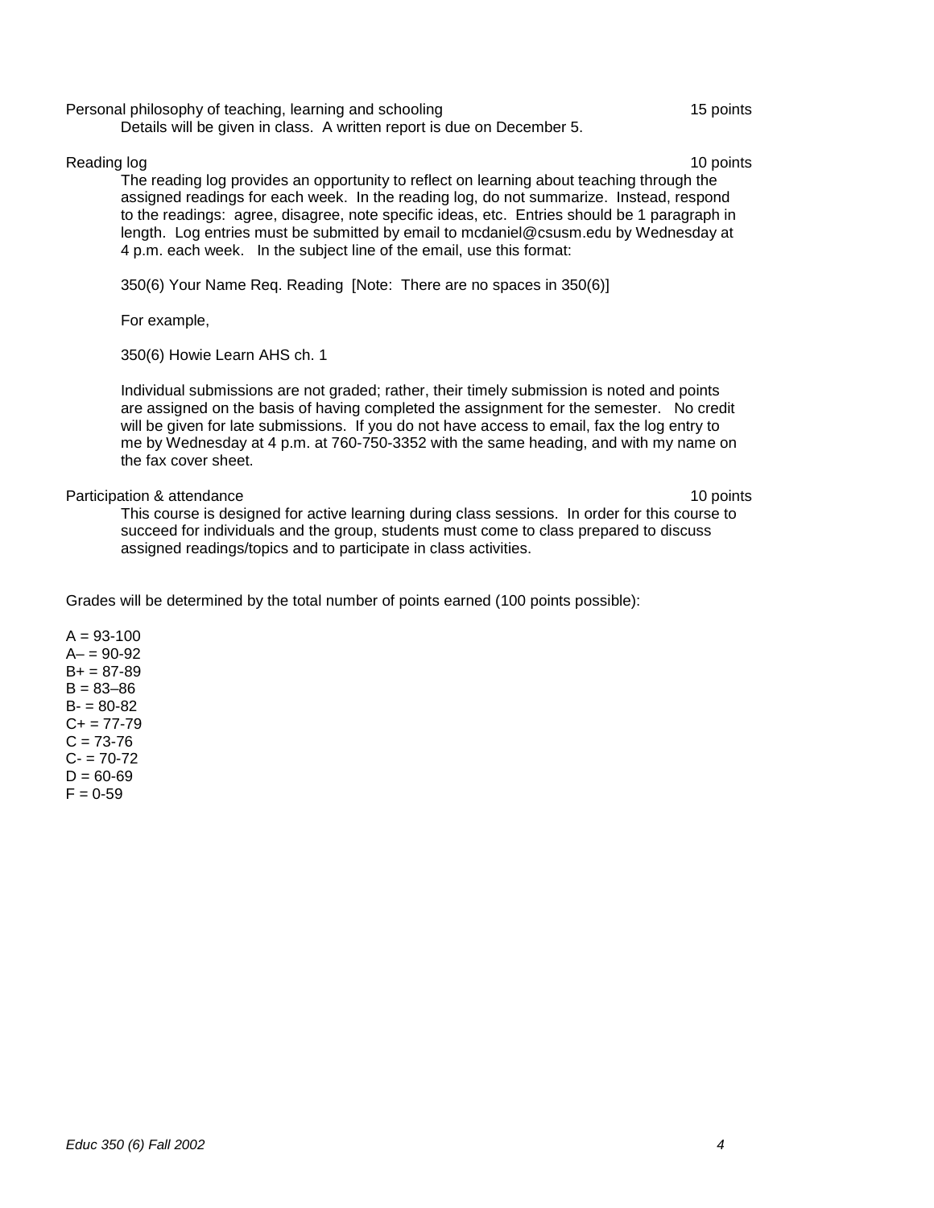Personal philosophy of teaching, learning and schooling 15 points

Details will be given in class. A written report is due on December 5.

Reading log 10 points

The reading log provides an opportunity to reflect on learning about teaching through the assigned readings for each week. In the reading log, do not summarize. Instead, respond to the readings: agree, disagree, note specific ideas, etc. Entries should be 1 paragraph in length. Log entries must be submitted by email to mcdaniel@csusm.edu by Wednesday at 4 p.m. each week. In the subject line of the email, use this format:

350(6) Your Name Req. Reading [Note: There are no spaces in 350(6)]

For example,

350(6) Howie Learn AHS ch. 1

Individual submissions are not graded; rather, their timely submission is noted and points are assigned on the basis of having completed the assignment for the semester. No credit will be given for late submissions. If you do not have access to email, fax the log entry to me by Wednesday at 4 p.m. at 760-750-3352 with the same heading, and with my name on the fax cover sheet.

Participation & attendance 10 points

This course is designed for active learning during class sessions. In order for this course to succeed for individuals and the group, students must come to class prepared to discuss assigned readings/topics and to participate in class activities.

Grades will be determined by the total number of points earned (100 points possible):

A = 93-100
A– = 90-92
B+ = 87-89
B = 83–86
B- = 80-82
C+ = 77-79
C = 73-76
C- = 70-72
D = 60-69
F = 0-59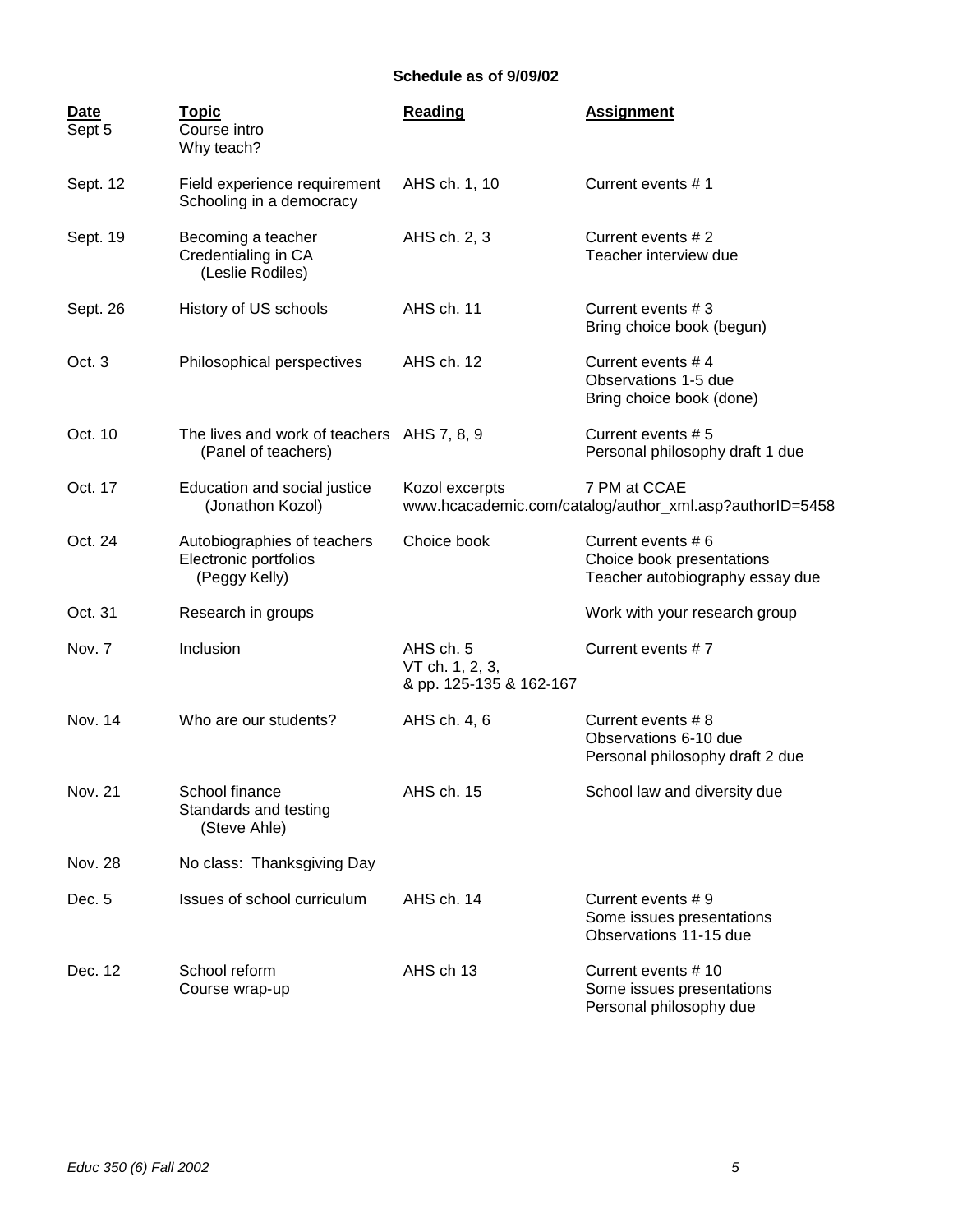**Schedule as of 9/09/02**

| Date | Topic | Reading | Assignment |
| --- | --- | --- | --- |
| Sept 5 | Course intro<br>Why teach? | | |
| Sept. 12 | Field experience requirement<br>Schooling in a democracy | AHS ch. 1, 10 | Current events # 1 |
| Sept. 19 | Becoming a teacher<br>Credentialing in CA<br>(Leslie Rodiles) | AHS ch. 2, 3 | Current events # 2<br>Teacher interview due |
| Sept. 26 | History of US schools | AHS ch. 11 | Current events # 3<br>Bring choice book (begun) |
| Oct. 3 | Philosophical perspectives | AHS ch. 12 | Current events # 4<br>Observations 1-5 due<br>Bring choice book (done) |
| Oct. 10 | The lives and work of teachers<br>(Panel of teachers) | AHS 7, 8, 9 | Current events # 5<br>Personal philosophy draft 1 due |
| Oct. 17 | Education and social justice<br>(Jonathon Kozol) | Kozol excerpts | 7 PM at CCAE<br>www.hcacademic.com/catalog/author_xml.asp?authorID=5458 |
| Oct. 24 | Autobiographies of teachers<br>Electronic portfolios<br>(Peggy Kelly) | Choice book | Current events # 6<br>Choice book presentations<br>Teacher autobiography essay due |
| Oct. 31 | Research in groups | | Work with your research group |
| Nov. 7 | Inclusion | AHS ch. 5<br>VT ch. 1, 2, 3,<br>& pp. 125-135 & 162-167 | Current events # 7 |
| Nov. 14 | Who are our students? | AHS ch. 4, 6 | Current events # 8<br>Observations 6-10 due<br>Personal philosophy draft 2 due |
| Nov. 21 | School finance<br>Standards and testing<br>(Steve Ahle) | AHS ch. 15 | School law and diversity due |
| Nov. 28 | No class: Thanksgiving Day | | |
| Dec. 5 | Issues of school curriculum | AHS ch. 14 | Current events # 9<br>Some issues presentations<br>Observations 11-15 due |
| Dec. 12 | School reform<br>Course wrap-up | AHS ch 13 | Current events # 10<br>Some issues presentations<br>Personal philosophy due |